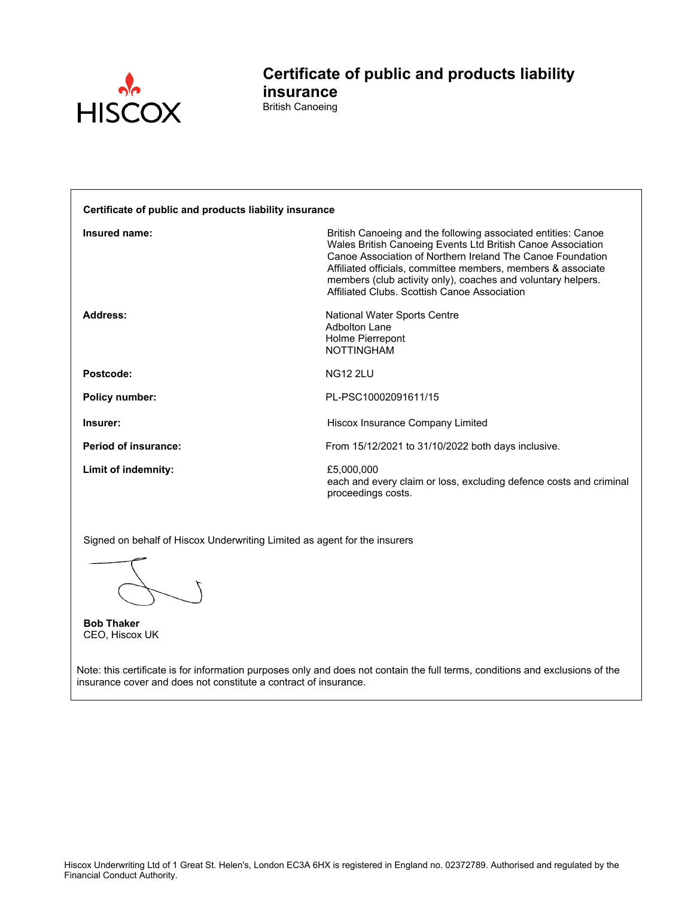HISCOX

# Certificate of public and products liability insurance

British Canoeing

**Certificate of public and products liability insurance**

| | |
|---|---|
| **Insured name:** | British Canoeing and the following associated entities: Canoe Wales British Canoeing Events Ltd British Canoe Association Canoe Association of Northern Ireland The Canoe Foundation Affiliated officials, committee members, members & associate members (club activity only), coaches and voluntary helpers. Affiliated Clubs. Scottish Canoe Association |
| **Address:** | National Water Sports Centre<br>Adbolton Lane<br>Holme Pierrepont<br>NOTTINGHAM |
| **Postcode:** | NG12 2LU |
| **Policy number:** | PL-PSC10002091611/15 |
| **Insurer:** | Hiscox Insurance Company Limited |
| **Period of insurance:** | From 15/12/2021 to 31/10/2022 both days inclusive. |
| **Limit of indemnity:** | £5,000,000<br>each and every claim or loss, excluding defence costs and criminal proceedings costs. |

Signed on behalf of Hiscox Underwriting Limited as agent for the insurers

**Bob Thaker**
CEO, Hiscox UK

Note: this certificate is for information purposes only and does not contain the full terms, conditions and exclusions of the insurance cover and does not constitute a contract of insurance.

Hiscox Underwriting Ltd of 1 Great St. Helen's, London EC3A 6HX is registered in England no. 02372789. Authorised and regulated by the Financial Conduct Authority.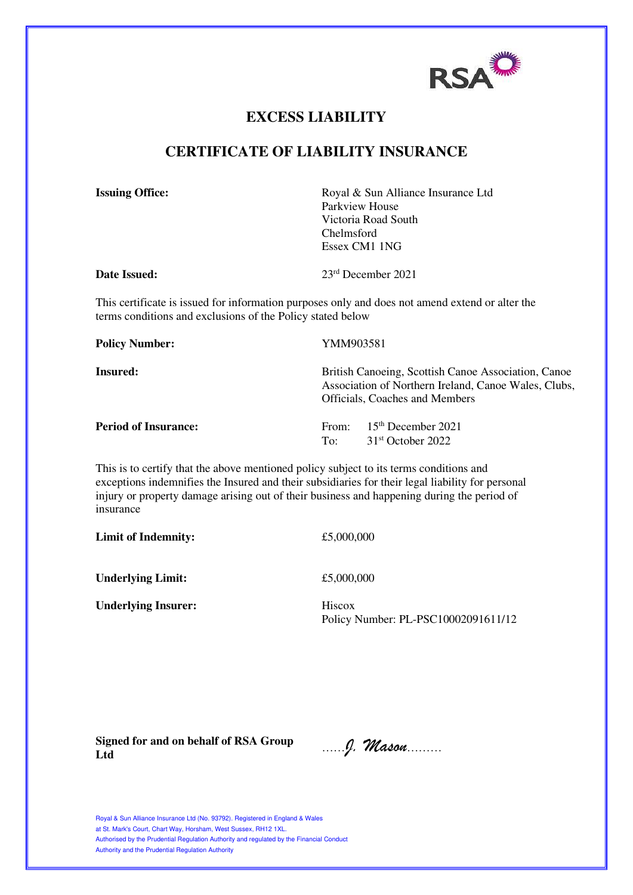# EXCESS LIABILITY

## CERTIFICATE OF LIABILITY INSURANCE

**Issuing Office:** Royal & Sun Alliance Insurance Ltd
Parkview House
Victoria Road South
Chelmsford
Essex CM1 1NG

**Date Issued:** 23rd December 2021

This certificate is issued for information purposes only and does not amend extend or alter the terms conditions and exclusions of the Policy stated below

**Policy Number:** YMM903581

**Insured:** British Canoeing, Scottish Canoe Association, Canoe Association of Northern Ireland, Canoe Wales, Clubs, Officials, Coaches and Members

**Period of Insurance:**
From: 15th December 2021
To: 31st October 2022

This is to certify that the above mentioned policy subject to its terms conditions and exceptions indemnifies the Insured and their subsidiaries for their legal liability for personal injury or property damage arising out of their business and happening during the period of insurance

**Limit of Indemnity:** £5,000,000

**Underlying Limit:** £5,000,000

**Underlying Insurer:** Hiscox
Policy Number: PL-PSC10002091611/12

**Signed for and on behalf of RSA Group Ltd** ......*J. Mason*.........

Royal & Sun Alliance Insurance Ltd (No. 93792). Registered in England & Wales at St. Mark's Court, Chart Way, Horsham, West Sussex, RH12 1XL.
Authorised by the Prudential Regulation Authority and regulated by the Financial Conduct Authority and the Prudential Regulation Authority